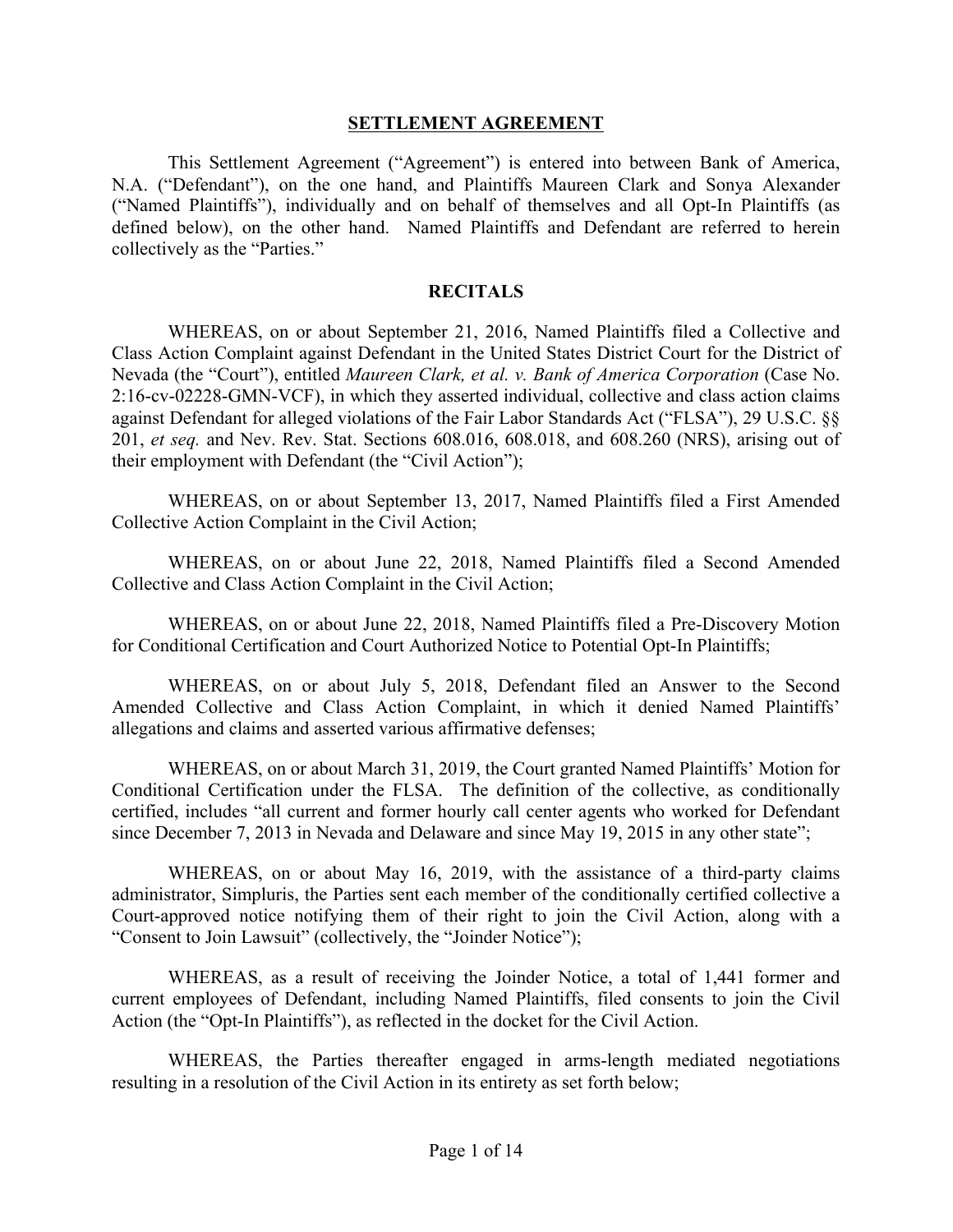# SETTLEMENT AGREEMENT

This Settlement Agreement ("Agreement") is entered into between Bank of America, N.A. ("Defendant"), on the one hand, and Plaintiffs Maureen Clark and Sonya Alexander ("Named Plaintiffs"), individually and on behalf of themselves and all Opt-In Plaintiffs (as defined below), on the other hand. Named Plaintiffs and Defendant are referred to herein collectively as the "Parties."

## RECITALS

WHEREAS, on or about September 21, 2016, Named Plaintiffs filed a Collective and Class Action Complaint against Defendant in the United States District Court for the District of Nevada (the "Court"), entitled *Maureen Clark, et al. v. Bank of America Corporation* (Case No. 2:16-cv-02228-GMN-VCF), in which they asserted individual, collective and class action claims against Defendant for alleged violations of the Fair Labor Standards Act ("FLSA"), 29 U.S.C. §§ 201, *et seq.* and Nev. Rev. Stat. Sections 608.016, 608.018, and 608.260 (NRS), arising out of their employment with Defendant (the "Civil Action");

WHEREAS, on or about September 13, 2017, Named Plaintiffs filed a First Amended Collective Action Complaint in the Civil Action;

WHEREAS, on or about June 22, 2018, Named Plaintiffs filed a Second Amended Collective and Class Action Complaint in the Civil Action;

WHEREAS, on or about June 22, 2018, Named Plaintiffs filed a Pre-Discovery Motion for Conditional Certification and Court Authorized Notice to Potential Opt-In Plaintiffs;

WHEREAS, on or about July 5, 2018, Defendant filed an Answer to the Second Amended Collective and Class Action Complaint, in which it denied Named Plaintiffs' allegations and claims and asserted various affirmative defenses;

WHEREAS, on or about March 31, 2019, the Court granted Named Plaintiffs' Motion for Conditional Certification under the FLSA. The definition of the collective, as conditionally certified, includes "all current and former hourly call center agents who worked for Defendant since December 7, 2013 in Nevada and Delaware and since May 19, 2015 in any other state";

WHEREAS, on or about May 16, 2019, with the assistance of a third-party claims administrator, Simpluris, the Parties sent each member of the conditionally certified collective a Court-approved notice notifying them of their right to join the Civil Action, along with a "Consent to Join Lawsuit" (collectively, the "Joinder Notice");

WHEREAS, as a result of receiving the Joinder Notice, a total of 1,441 former and current employees of Defendant, including Named Plaintiffs, filed consents to join the Civil Action (the "Opt-In Plaintiffs"), as reflected in the docket for the Civil Action.

WHEREAS, the Parties thereafter engaged in arms-length mediated negotiations resulting in a resolution of the Civil Action in its entirety as set forth below;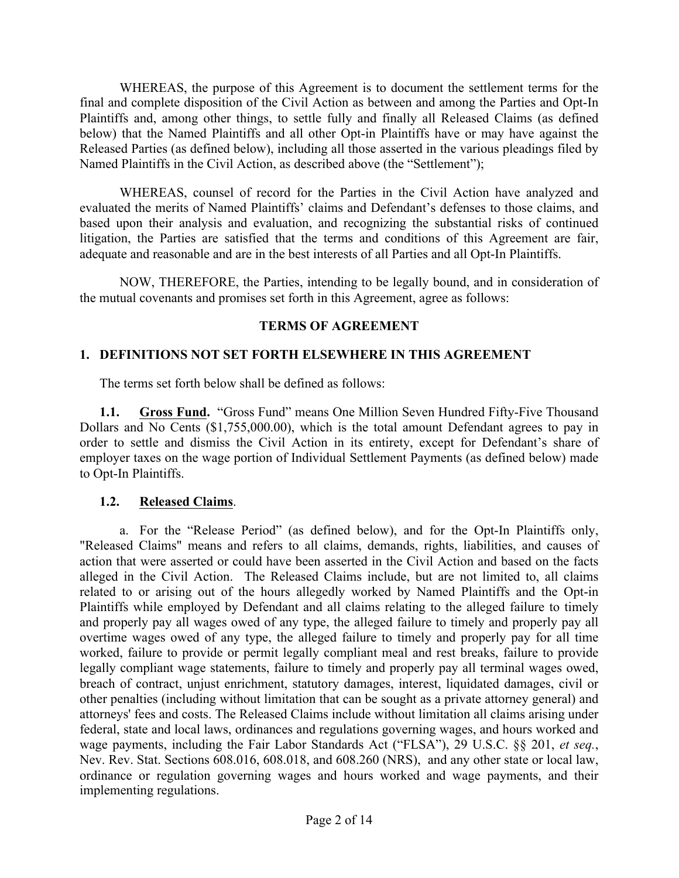WHEREAS, the purpose of this Agreement is to document the settlement terms for the final and complete disposition of the Civil Action as between and among the Parties and Opt-In Plaintiffs and, among other things, to settle fully and finally all Released Claims (as defined below) that the Named Plaintiffs and all other Opt-in Plaintiffs have or may have against the Released Parties (as defined below), including all those asserted in the various pleadings filed by Named Plaintiffs in the Civil Action, as described above (the "Settlement");

WHEREAS, counsel of record for the Parties in the Civil Action have analyzed and evaluated the merits of Named Plaintiffs' claims and Defendant's defenses to those claims, and based upon their analysis and evaluation, and recognizing the substantial risks of continued litigation, the Parties are satisfied that the terms and conditions of this Agreement are fair, adequate and reasonable and are in the best interests of all Parties and all Opt-In Plaintiffs.

NOW, THEREFORE, the Parties, intending to be legally bound, and in consideration of the mutual covenants and promises set forth in this Agreement, agree as follows:

## TERMS OF AGREEMENT

### 1. DEFINITIONS NOT SET FORTH ELSEWHERE IN THIS AGREEMENT

The terms set forth below shall be defined as follows:

**1.1. Gross Fund.** "Gross Fund" means One Million Seven Hundred Fifty-Five Thousand Dollars and No Cents ($1,755,000.00), which is the total amount Defendant agrees to pay in order to settle and dismiss the Civil Action in its entirety, except for Defendant's share of employer taxes on the wage portion of Individual Settlement Payments (as defined below) made to Opt-In Plaintiffs.

**1.2. Released Claims**.

a. For the "Release Period" (as defined below), and for the Opt-In Plaintiffs only, "Released Claims" means and refers to all claims, demands, rights, liabilities, and causes of action that were asserted or could have been asserted in the Civil Action and based on the facts alleged in the Civil Action. The Released Claims include, but are not limited to, all claims related to or arising out of the hours allegedly worked by Named Plaintiffs and the Opt-in Plaintiffs while employed by Defendant and all claims relating to the alleged failure to timely and properly pay all wages owed of any type, the alleged failure to timely and properly pay all overtime wages owed of any type, the alleged failure to timely and properly pay for all time worked, failure to provide or permit legally compliant meal and rest breaks, failure to provide legally compliant wage statements, failure to timely and properly pay all terminal wages owed, breach of contract, unjust enrichment, statutory damages, interest, liquidated damages, civil or other penalties (including without limitation that can be sought as a private attorney general) and attorneys' fees and costs. The Released Claims include without limitation all claims arising under federal, state and local laws, ordinances and regulations governing wages, and hours worked and wage payments, including the Fair Labor Standards Act ("FLSA"), 29 U.S.C. §§ 201, *et seq.*, Nev. Rev. Stat. Sections 608.016, 608.018, and 608.260 (NRS), and any other state or local law, ordinance or regulation governing wages and hours worked and wage payments, and their implementing regulations.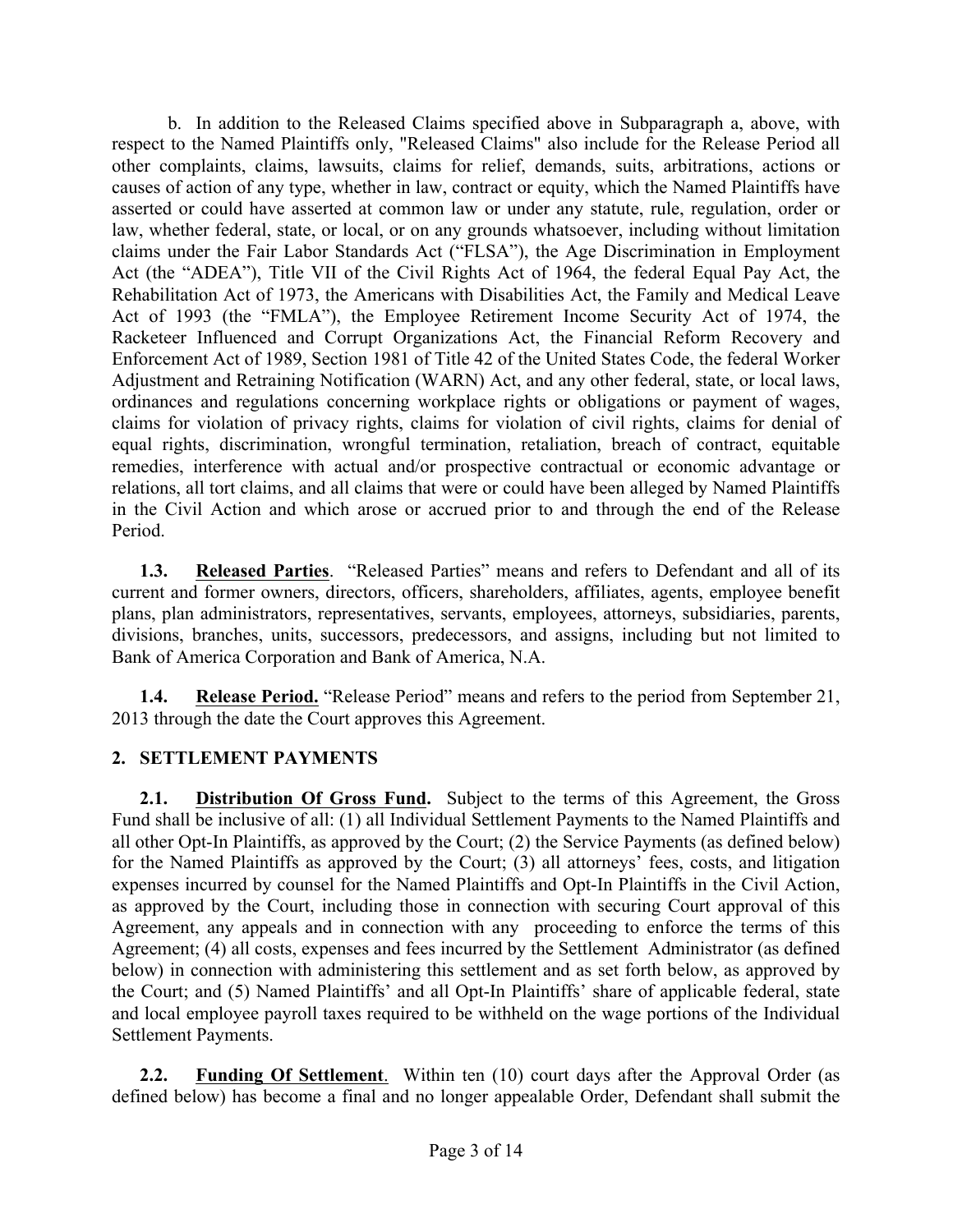b. In addition to the Released Claims specified above in Subparagraph a, above, with respect to the Named Plaintiffs only, "Released Claims" also include for the Release Period all other complaints, claims, lawsuits, claims for relief, demands, suits, arbitrations, actions or causes of action of any type, whether in law, contract or equity, which the Named Plaintiffs have asserted or could have asserted at common law or under any statute, rule, regulation, order or law, whether federal, state, or local, or on any grounds whatsoever, including without limitation claims under the Fair Labor Standards Act ("FLSA"), the Age Discrimination in Employment Act (the "ADEA"), Title VII of the Civil Rights Act of 1964, the federal Equal Pay Act, the Rehabilitation Act of 1973, the Americans with Disabilities Act, the Family and Medical Leave Act of 1993 (the "FMLA"), the Employee Retirement Income Security Act of 1974, the Racketeer Influenced and Corrupt Organizations Act, the Financial Reform Recovery and Enforcement Act of 1989, Section 1981 of Title 42 of the United States Code, the federal Worker Adjustment and Retraining Notification (WARN) Act, and any other federal, state, or local laws, ordinances and regulations concerning workplace rights or obligations or payment of wages, claims for violation of privacy rights, claims for violation of civil rights, claims for denial of equal rights, discrimination, wrongful termination, retaliation, breach of contract, equitable remedies, interference with actual and/or prospective contractual or economic advantage or relations, all tort claims, and all claims that were or could have been alleged by Named Plaintiffs in the Civil Action and which arose or accrued prior to and through the end of the Release Period.

**1.3. Released Parties**. "Released Parties" means and refers to Defendant and all of its current and former owners, directors, officers, shareholders, affiliates, agents, employee benefit plans, plan administrators, representatives, servants, employees, attorneys, subsidiaries, parents, divisions, branches, units, successors, predecessors, and assigns, including but not limited to Bank of America Corporation and Bank of America, N.A.

**1.4. Release Period.** "Release Period" means and refers to the period from September 21, 2013 through the date the Court approves this Agreement.

## 2. SETTLEMENT PAYMENTS

**2.1. Distribution Of Gross Fund.** Subject to the terms of this Agreement, the Gross Fund shall be inclusive of all: (1) all Individual Settlement Payments to the Named Plaintiffs and all other Opt-In Plaintiffs, as approved by the Court; (2) the Service Payments (as defined below) for the Named Plaintiffs as approved by the Court; (3) all attorneys' fees, costs, and litigation expenses incurred by counsel for the Named Plaintiffs and Opt-In Plaintiffs in the Civil Action, as approved by the Court, including those in connection with securing Court approval of this Agreement, any appeals and in connection with any proceeding to enforce the terms of this Agreement; (4) all costs, expenses and fees incurred by the Settlement Administrator (as defined below) in connection with administering this settlement and as set forth below, as approved by the Court; and (5) Named Plaintiffs' and all Opt-In Plaintiffs' share of applicable federal, state and local employee payroll taxes required to be withheld on the wage portions of the Individual Settlement Payments.

**2.2. Funding Of Settlement**. Within ten (10) court days after the Approval Order (as defined below) has become a final and no longer appealable Order, Defendant shall submit the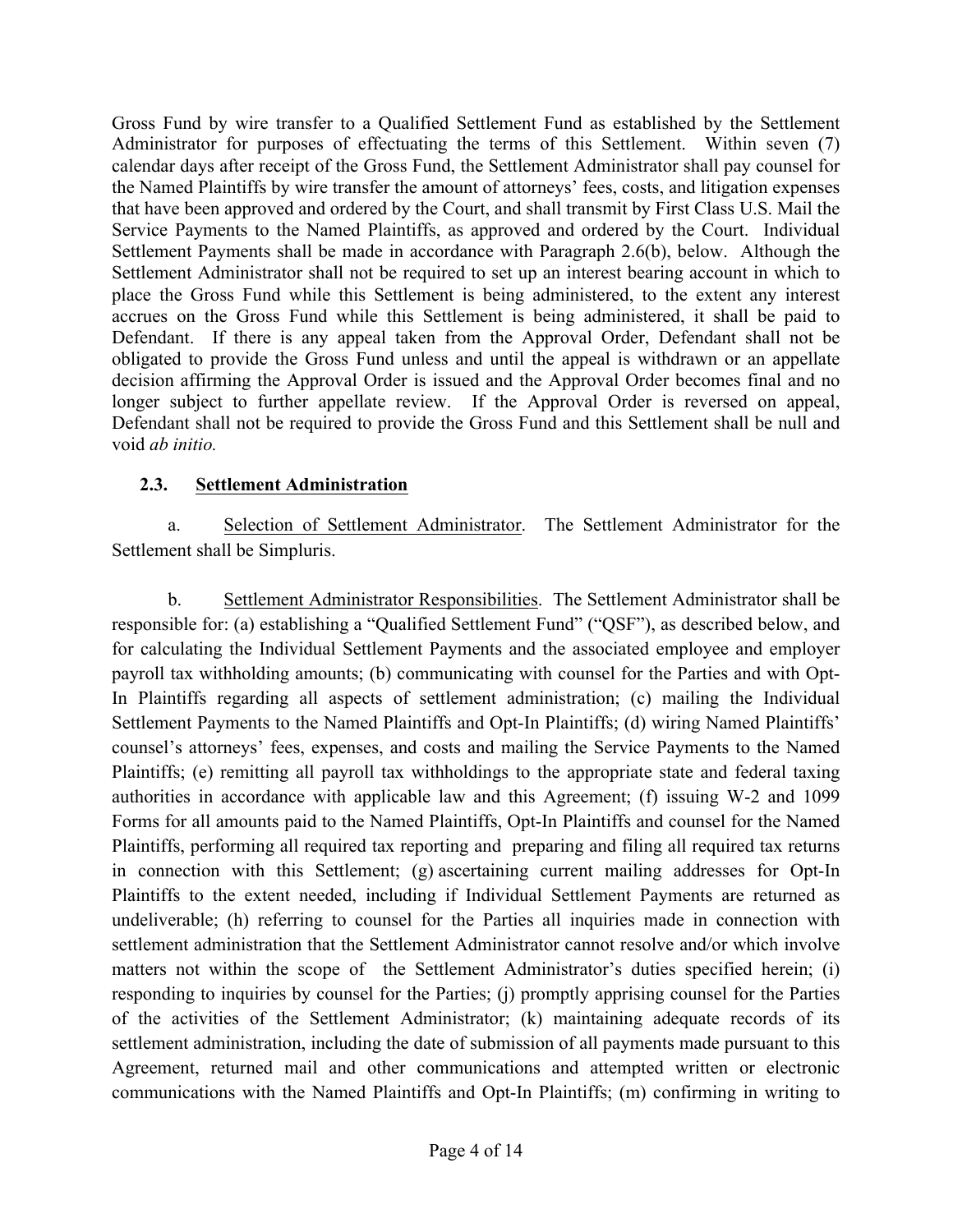Gross Fund by wire transfer to a Qualified Settlement Fund as established by the Settlement Administrator for purposes of effectuating the terms of this Settlement. Within seven (7) calendar days after receipt of the Gross Fund, the Settlement Administrator shall pay counsel for the Named Plaintiffs by wire transfer the amount of attorneys' fees, costs, and litigation expenses that have been approved and ordered by the Court, and shall transmit by First Class U.S. Mail the Service Payments to the Named Plaintiffs, as approved and ordered by the Court. Individual Settlement Payments shall be made in accordance with Paragraph 2.6(b), below. Although the Settlement Administrator shall not be required to set up an interest bearing account in which to place the Gross Fund while this Settlement is being administered, to the extent any interest accrues on the Gross Fund while this Settlement is being administered, it shall be paid to Defendant. If there is any appeal taken from the Approval Order, Defendant shall not be obligated to provide the Gross Fund unless and until the appeal is withdrawn or an appellate decision affirming the Approval Order is issued and the Approval Order becomes final and no longer subject to further appellate review. If the Approval Order is reversed on appeal, Defendant shall not be required to provide the Gross Fund and this Settlement shall be null and void *ab initio.*

### 2.3. <u>Settlement Administration</u>

a. <u>Selection of Settlement Administrator</u>. The Settlement Administrator for the Settlement shall be Simpluris.

b. <u>Settlement Administrator Responsibilities</u>. The Settlement Administrator shall be responsible for: (a) establishing a "Qualified Settlement Fund" ("QSF"), as described below, and for calculating the Individual Settlement Payments and the associated employee and employer payroll tax withholding amounts; (b) communicating with counsel for the Parties and with Opt-In Plaintiffs regarding all aspects of settlement administration; (c) mailing the Individual Settlement Payments to the Named Plaintiffs and Opt-In Plaintiffs; (d) wiring Named Plaintiffs' counsel's attorneys' fees, expenses, and costs and mailing the Service Payments to the Named Plaintiffs; (e) remitting all payroll tax withholdings to the appropriate state and federal taxing authorities in accordance with applicable law and this Agreement; (f) issuing W-2 and 1099 Forms for all amounts paid to the Named Plaintiffs, Opt-In Plaintiffs and counsel for the Named Plaintiffs, performing all required tax reporting and preparing and filing all required tax returns in connection with this Settlement; (g) ascertaining current mailing addresses for Opt-In Plaintiffs to the extent needed, including if Individual Settlement Payments are returned as undeliverable; (h) referring to counsel for the Parties all inquiries made in connection with settlement administration that the Settlement Administrator cannot resolve and/or which involve matters not within the scope of the Settlement Administrator's duties specified herein; (i) responding to inquiries by counsel for the Parties; (j) promptly apprising counsel for the Parties of the activities of the Settlement Administrator; (k) maintaining adequate records of its settlement administration, including the date of submission of all payments made pursuant to this Agreement, returned mail and other communications and attempted written or electronic communications with the Named Plaintiffs and Opt-In Plaintiffs; (m) confirming in writing to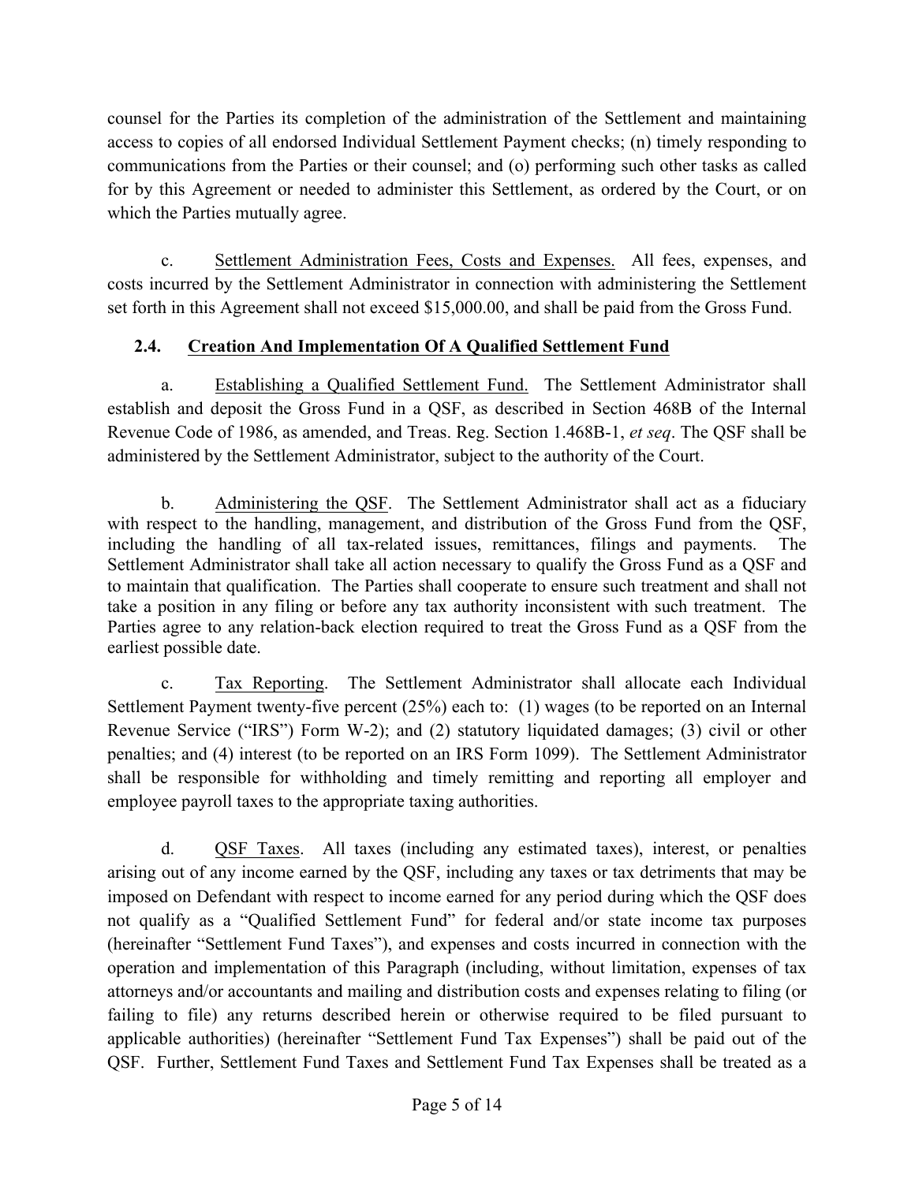counsel for the Parties its completion of the administration of the Settlement and maintaining access to copies of all endorsed Individual Settlement Payment checks; (n) timely responding to communications from the Parties or their counsel; and (o) performing such other tasks as called for by this Agreement or needed to administer this Settlement, as ordered by the Court, or on which the Parties mutually agree.

c. Settlement Administration Fees, Costs and Expenses. All fees, expenses, and costs incurred by the Settlement Administrator in connection with administering the Settlement set forth in this Agreement shall not exceed $15,000.00, and shall be paid from the Gross Fund.

### 2.4. Creation And Implementation Of A Qualified Settlement Fund

a. Establishing a Qualified Settlement Fund. The Settlement Administrator shall establish and deposit the Gross Fund in a QSF, as described in Section 468B of the Internal Revenue Code of 1986, as amended, and Treas. Reg. Section 1.468B-1, *et seq*. The QSF shall be administered by the Settlement Administrator, subject to the authority of the Court.

b. Administering the QSF. The Settlement Administrator shall act as a fiduciary with respect to the handling, management, and distribution of the Gross Fund from the QSF, including the handling of all tax-related issues, remittances, filings and payments. The Settlement Administrator shall take all action necessary to qualify the Gross Fund as a QSF and to maintain that qualification. The Parties shall cooperate to ensure such treatment and shall not take a position in any filing or before any tax authority inconsistent with such treatment. The Parties agree to any relation-back election required to treat the Gross Fund as a QSF from the earliest possible date.

c. Tax Reporting. The Settlement Administrator shall allocate each Individual Settlement Payment twenty-five percent (25%) each to: (1) wages (to be reported on an Internal Revenue Service ("IRS") Form W-2); and (2) statutory liquidated damages; (3) civil or other penalties; and (4) interest (to be reported on an IRS Form 1099). The Settlement Administrator shall be responsible for withholding and timely remitting and reporting all employer and employee payroll taxes to the appropriate taxing authorities.

d. QSF Taxes. All taxes (including any estimated taxes), interest, or penalties arising out of any income earned by the QSF, including any taxes or tax detriments that may be imposed on Defendant with respect to income earned for any period during which the QSF does not qualify as a "Qualified Settlement Fund" for federal and/or state income tax purposes (hereinafter "Settlement Fund Taxes"), and expenses and costs incurred in connection with the operation and implementation of this Paragraph (including, without limitation, expenses of tax attorneys and/or accountants and mailing and distribution costs and expenses relating to filing (or failing to file) any returns described herein or otherwise required to be filed pursuant to applicable authorities) (hereinafter "Settlement Fund Tax Expenses") shall be paid out of the QSF. Further, Settlement Fund Taxes and Settlement Fund Tax Expenses shall be treated as a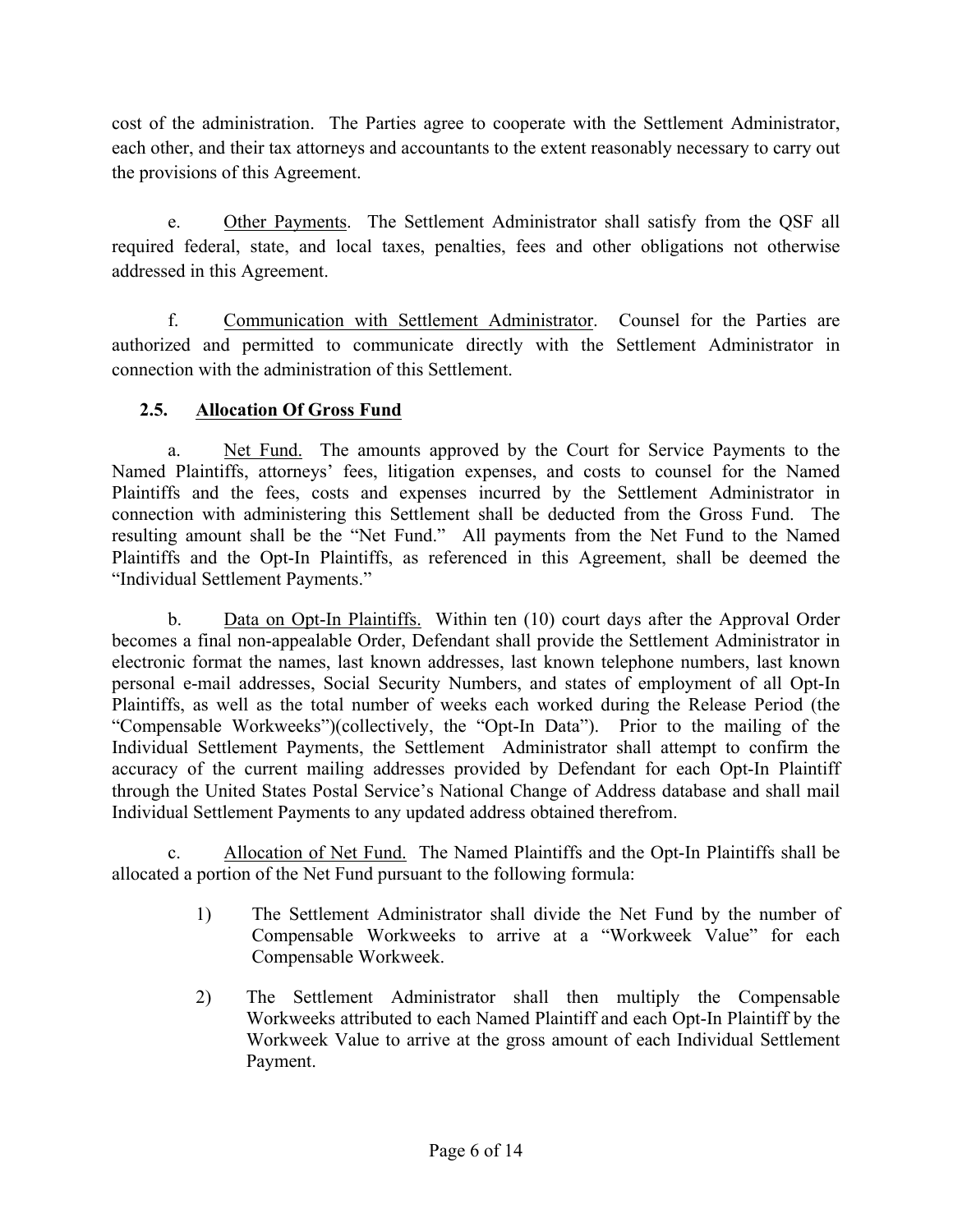cost of the administration. The Parties agree to cooperate with the Settlement Administrator, each other, and their tax attorneys and accountants to the extent reasonably necessary to carry out the provisions of this Agreement.

e. Other Payments. The Settlement Administrator shall satisfy from the QSF all required federal, state, and local taxes, penalties, fees and other obligations not otherwise addressed in this Agreement.

f. Communication with Settlement Administrator. Counsel for the Parties are authorized and permitted to communicate directly with the Settlement Administrator in connection with the administration of this Settlement.

### 2.5. Allocation Of Gross Fund

a. Net Fund. The amounts approved by the Court for Service Payments to the Named Plaintiffs, attorneys' fees, litigation expenses, and costs to counsel for the Named Plaintiffs and the fees, costs and expenses incurred by the Settlement Administrator in connection with administering this Settlement shall be deducted from the Gross Fund. The resulting amount shall be the "Net Fund." All payments from the Net Fund to the Named Plaintiffs and the Opt-In Plaintiffs, as referenced in this Agreement, shall be deemed the "Individual Settlement Payments."

b. Data on Opt-In Plaintiffs. Within ten (10) court days after the Approval Order becomes a final non-appealable Order, Defendant shall provide the Settlement Administrator in electronic format the names, last known addresses, last known telephone numbers, last known personal e-mail addresses, Social Security Numbers, and states of employment of all Opt-In Plaintiffs, as well as the total number of weeks each worked during the Release Period (the "Compensable Workweeks")(collectively, the "Opt-In Data"). Prior to the mailing of the Individual Settlement Payments, the Settlement Administrator shall attempt to confirm the accuracy of the current mailing addresses provided by Defendant for each Opt-In Plaintiff through the United States Postal Service's National Change of Address database and shall mail Individual Settlement Payments to any updated address obtained therefrom.

c. Allocation of Net Fund. The Named Plaintiffs and the Opt-In Plaintiffs shall be allocated a portion of the Net Fund pursuant to the following formula:

1) The Settlement Administrator shall divide the Net Fund by the number of Compensable Workweeks to arrive at a "Workweek Value" for each Compensable Workweek.

2) The Settlement Administrator shall then multiply the Compensable Workweeks attributed to each Named Plaintiff and each Opt-In Plaintiff by the Workweek Value to arrive at the gross amount of each Individual Settlement Payment.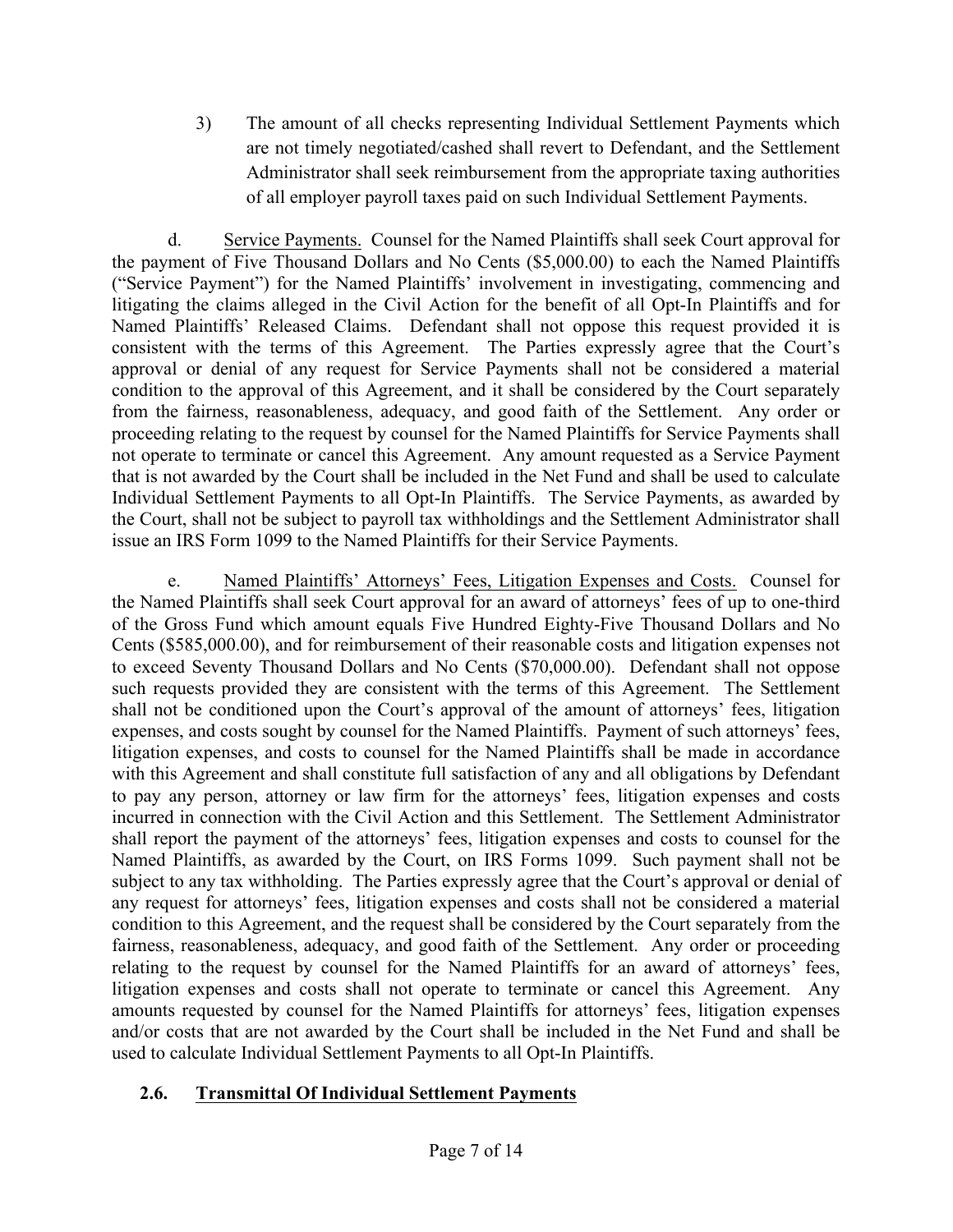3) The amount of all checks representing Individual Settlement Payments which are not timely negotiated/cashed shall revert to Defendant, and the Settlement Administrator shall seek reimbursement from the appropriate taxing authorities of all employer payroll taxes paid on such Individual Settlement Payments.

d. Service Payments. Counsel for the Named Plaintiffs shall seek Court approval for the payment of Five Thousand Dollars and No Cents ($5,000.00) to each the Named Plaintiffs ("Service Payment") for the Named Plaintiffs' involvement in investigating, commencing and litigating the claims alleged in the Civil Action for the benefit of all Opt-In Plaintiffs and for Named Plaintiffs' Released Claims. Defendant shall not oppose this request provided it is consistent with the terms of this Agreement. The Parties expressly agree that the Court's approval or denial of any request for Service Payments shall not be considered a material condition to the approval of this Agreement, and it shall be considered by the Court separately from the fairness, reasonableness, adequacy, and good faith of the Settlement. Any order or proceeding relating to the request by counsel for the Named Plaintiffs for Service Payments shall not operate to terminate or cancel this Agreement. Any amount requested as a Service Payment that is not awarded by the Court shall be included in the Net Fund and shall be used to calculate Individual Settlement Payments to all Opt-In Plaintiffs. The Service Payments, as awarded by the Court, shall not be subject to payroll tax withholdings and the Settlement Administrator shall issue an IRS Form 1099 to the Named Plaintiffs for their Service Payments.

e. Named Plaintiffs' Attorneys' Fees, Litigation Expenses and Costs. Counsel for the Named Plaintiffs shall seek Court approval for an award of attorneys' fees of up to one-third of the Gross Fund which amount equals Five Hundred Eighty-Five Thousand Dollars and No Cents ($585,000.00), and for reimbursement of their reasonable costs and litigation expenses not to exceed Seventy Thousand Dollars and No Cents ($70,000.00). Defendant shall not oppose such requests provided they are consistent with the terms of this Agreement. The Settlement shall not be conditioned upon the Court's approval of the amount of attorneys' fees, litigation expenses, and costs sought by counsel for the Named Plaintiffs. Payment of such attorneys' fees, litigation expenses, and costs to counsel for the Named Plaintiffs shall be made in accordance with this Agreement and shall constitute full satisfaction of any and all obligations by Defendant to pay any person, attorney or law firm for the attorneys' fees, litigation expenses and costs incurred in connection with the Civil Action and this Settlement. The Settlement Administrator shall report the payment of the attorneys' fees, litigation expenses and costs to counsel for the Named Plaintiffs, as awarded by the Court, on IRS Forms 1099. Such payment shall not be subject to any tax withholding. The Parties expressly agree that the Court's approval or denial of any request for attorneys' fees, litigation expenses and costs shall not be considered a material condition to this Agreement, and the request shall be considered by the Court separately from the fairness, reasonableness, adequacy, and good faith of the Settlement. Any order or proceeding relating to the request by counsel for the Named Plaintiffs for an award of attorneys' fees, litigation expenses and costs shall not operate to terminate or cancel this Agreement. Any amounts requested by counsel for the Named Plaintiffs for attorneys' fees, litigation expenses and/or costs that are not awarded by the Court shall be included in the Net Fund and shall be used to calculate Individual Settlement Payments to all Opt-In Plaintiffs.

### 2.6. Transmittal Of Individual Settlement Payments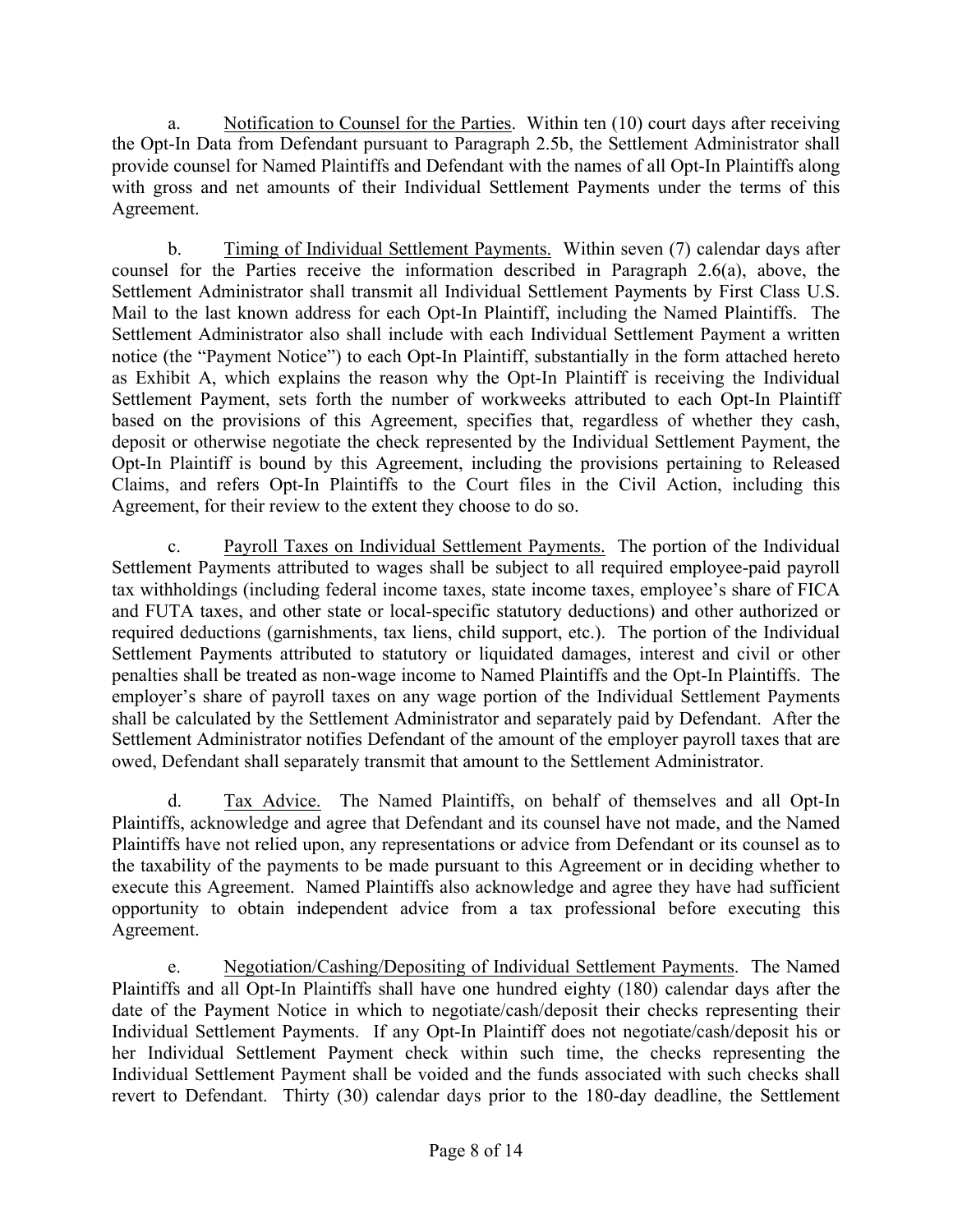a. Notification to Counsel for the Parties. Within ten (10) court days after receiving the Opt-In Data from Defendant pursuant to Paragraph 2.5b, the Settlement Administrator shall provide counsel for Named Plaintiffs and Defendant with the names of all Opt-In Plaintiffs along with gross and net amounts of their Individual Settlement Payments under the terms of this Agreement.

b. Timing of Individual Settlement Payments. Within seven (7) calendar days after counsel for the Parties receive the information described in Paragraph 2.6(a), above, the Settlement Administrator shall transmit all Individual Settlement Payments by First Class U.S. Mail to the last known address for each Opt-In Plaintiff, including the Named Plaintiffs. The Settlement Administrator also shall include with each Individual Settlement Payment a written notice (the "Payment Notice") to each Opt-In Plaintiff, substantially in the form attached hereto as Exhibit A, which explains the reason why the Opt-In Plaintiff is receiving the Individual Settlement Payment, sets forth the number of workweeks attributed to each Opt-In Plaintiff based on the provisions of this Agreement, specifies that, regardless of whether they cash, deposit or otherwise negotiate the check represented by the Individual Settlement Payment, the Opt-In Plaintiff is bound by this Agreement, including the provisions pertaining to Released Claims, and refers Opt-In Plaintiffs to the Court files in the Civil Action, including this Agreement, for their review to the extent they choose to do so.

c. Payroll Taxes on Individual Settlement Payments. The portion of the Individual Settlement Payments attributed to wages shall be subject to all required employee-paid payroll tax withholdings (including federal income taxes, state income taxes, employee's share of FICA and FUTA taxes, and other state or local-specific statutory deductions) and other authorized or required deductions (garnishments, tax liens, child support, etc.). The portion of the Individual Settlement Payments attributed to statutory or liquidated damages, interest and civil or other penalties shall be treated as non-wage income to Named Plaintiffs and the Opt-In Plaintiffs. The employer's share of payroll taxes on any wage portion of the Individual Settlement Payments shall be calculated by the Settlement Administrator and separately paid by Defendant. After the Settlement Administrator notifies Defendant of the amount of the employer payroll taxes that are owed, Defendant shall separately transmit that amount to the Settlement Administrator.

d. Tax Advice. The Named Plaintiffs, on behalf of themselves and all Opt-In Plaintiffs, acknowledge and agree that Defendant and its counsel have not made, and the Named Plaintiffs have not relied upon, any representations or advice from Defendant or its counsel as to the taxability of the payments to be made pursuant to this Agreement or in deciding whether to execute this Agreement. Named Plaintiffs also acknowledge and agree they have had sufficient opportunity to obtain independent advice from a tax professional before executing this Agreement.

e. Negotiation/Cashing/Depositing of Individual Settlement Payments. The Named Plaintiffs and all Opt-In Plaintiffs shall have one hundred eighty (180) calendar days after the date of the Payment Notice in which to negotiate/cash/deposit their checks representing their Individual Settlement Payments. If any Opt-In Plaintiff does not negotiate/cash/deposit his or her Individual Settlement Payment check within such time, the checks representing the Individual Settlement Payment shall be voided and the funds associated with such checks shall revert to Defendant. Thirty (30) calendar days prior to the 180-day deadline, the Settlement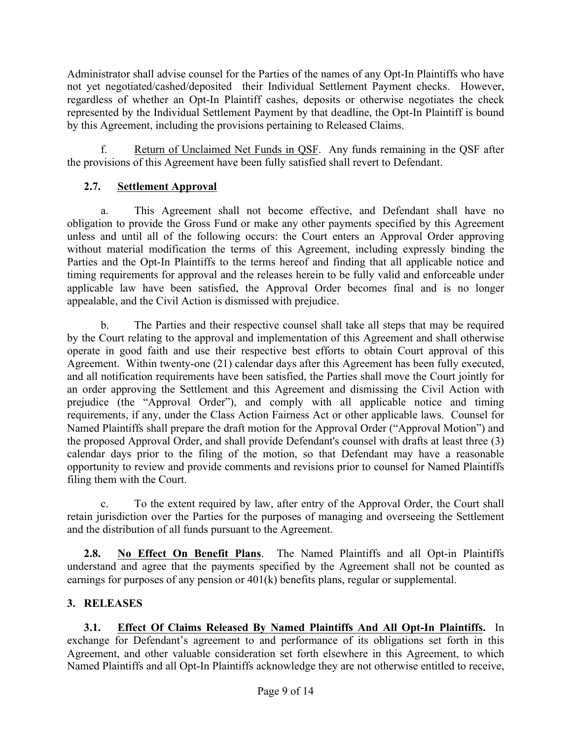Administrator shall advise counsel for the Parties of the names of any Opt-In Plaintiffs who have not yet negotiated/cashed/deposited their Individual Settlement Payment checks. However, regardless of whether an Opt-In Plaintiff cashes, deposits or otherwise negotiates the check represented by the Individual Settlement Payment by that deadline, the Opt-In Plaintiff is bound by this Agreement, including the provisions pertaining to Released Claims.

f. Return of Unclaimed Net Funds in QSF. Any funds remaining in the QSF after the provisions of this Agreement have been fully satisfied shall revert to Defendant.

**2.7. Settlement Approval**

a. This Agreement shall not become effective, and Defendant shall have no obligation to provide the Gross Fund or make any other payments specified by this Agreement unless and until all of the following occurs: the Court enters an Approval Order approving without material modification the terms of this Agreement, including expressly binding the Parties and the Opt-In Plaintiffs to the terms hereof and finding that all applicable notice and timing requirements for approval and the releases herein to be fully valid and enforceable under applicable law have been satisfied, the Approval Order becomes final and is no longer appealable, and the Civil Action is dismissed with prejudice.

b. The Parties and their respective counsel shall take all steps that may be required by the Court relating to the approval and implementation of this Agreement and shall otherwise operate in good faith and use their respective best efforts to obtain Court approval of this Agreement. Within twenty-one (21) calendar days after this Agreement has been fully executed, and all notification requirements have been satisfied, the Parties shall move the Court jointly for an order approving the Settlement and this Agreement and dismissing the Civil Action with prejudice (the "Approval Order"), and comply with all applicable notice and timing requirements, if any, under the Class Action Fairness Act or other applicable laws. Counsel for Named Plaintiffs shall prepare the draft motion for the Approval Order ("Approval Motion") and the proposed Approval Order, and shall provide Defendant's counsel with drafts at least three (3) calendar days prior to the filing of the motion, so that Defendant may have a reasonable opportunity to review and provide comments and revisions prior to counsel for Named Plaintiffs filing them with the Court.

c. To the extent required by law, after entry of the Approval Order, the Court shall retain jurisdiction over the Parties for the purposes of managing and overseeing the Settlement and the distribution of all funds pursuant to the Agreement.

**2.8. No Effect On Benefit Plans**. The Named Plaintiffs and all Opt-in Plaintiffs understand and agree that the payments specified by the Agreement shall not be counted as earnings for purposes of any pension or 401(k) benefits plans, regular or supplemental.

## 3. RELEASES

**3.1. Effect Of Claims Released By Named Plaintiffs And All Opt-In Plaintiffs.** In exchange for Defendant's agreement to and performance of its obligations set forth in this Agreement, and other valuable consideration set forth elsewhere in this Agreement, to which Named Plaintiffs and all Opt-In Plaintiffs acknowledge they are not otherwise entitled to receive,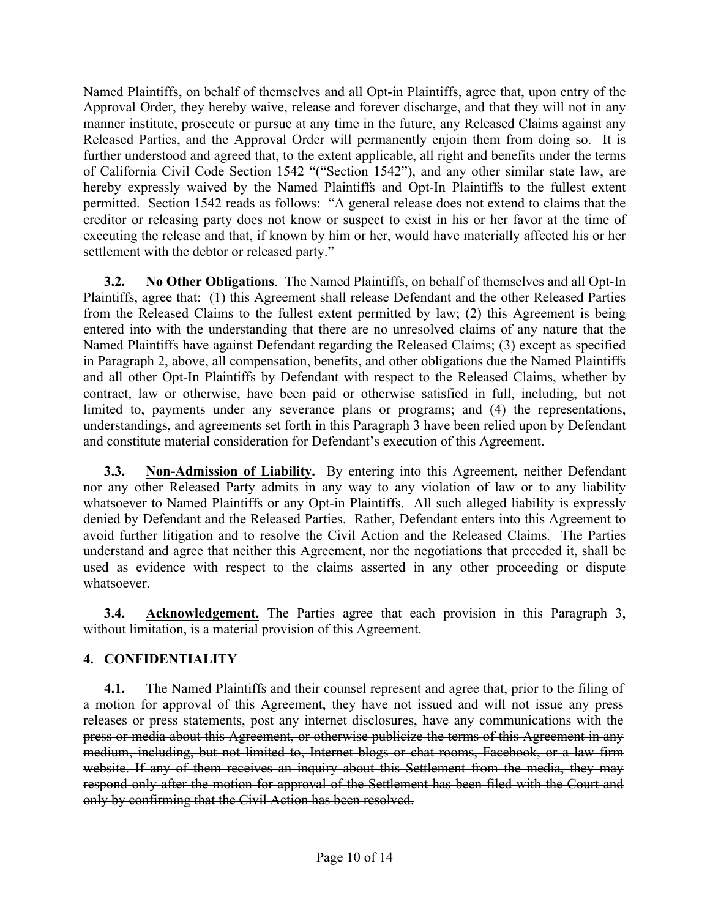Named Plaintiffs, on behalf of themselves and all Opt-in Plaintiffs, agree that, upon entry of the Approval Order, they hereby waive, release and forever discharge, and that they will not in any manner institute, prosecute or pursue at any time in the future, any Released Claims against any Released Parties, and the Approval Order will permanently enjoin them from doing so. It is further understood and agreed that, to the extent applicable, all right and benefits under the terms of California Civil Code Section 1542 "("Section 1542"), and any other similar state law, are hereby expressly waived by the Named Plaintiffs and Opt-In Plaintiffs to the fullest extent permitted. Section 1542 reads as follows: "A general release does not extend to claims that the creditor or releasing party does not know or suspect to exist in his or her favor at the time of executing the release and that, if known by him or her, would have materially affected his or her settlement with the debtor or released party."

**3.2. <u>No Other Obligations</u>**. The Named Plaintiffs, on behalf of themselves and all Opt-In Plaintiffs, agree that: (1) this Agreement shall release Defendant and the other Released Parties from the Released Claims to the fullest extent permitted by law; (2) this Agreement is being entered into with the understanding that there are no unresolved claims of any nature that the Named Plaintiffs have against Defendant regarding the Released Claims; (3) except as specified in Paragraph 2, above, all compensation, benefits, and other obligations due the Named Plaintiffs and all other Opt-In Plaintiffs by Defendant with respect to the Released Claims, whether by contract, law or otherwise, have been paid or otherwise satisfied in full, including, but not limited to, payments under any severance plans or programs; and (4) the representations, understandings, and agreements set forth in this Paragraph 3 have been relied upon by Defendant and constitute material consideration for Defendant's execution of this Agreement.

**3.3. <u>Non-Admission of Liability</u>.** By entering into this Agreement, neither Defendant nor any other Released Party admits in any way to any violation of law or to any liability whatsoever to Named Plaintiffs or any Opt-in Plaintiffs. All such alleged liability is expressly denied by Defendant and the Released Parties. Rather, Defendant enters into this Agreement to avoid further litigation and to resolve the Civil Action and the Released Claims. The Parties understand and agree that neither this Agreement, nor the negotiations that preceded it, shall be used as evidence with respect to the claims asserted in any other proceeding or dispute whatsoever.

**3.4. <u>Acknowledgement.</u>** The Parties agree that each provision in this Paragraph 3, without limitation, is a material provision of this Agreement.

**~~4. CONFIDENTIALITY~~**

~~**4.1.** The Named Plaintiffs and their counsel represent and agree that, prior to the filing of a motion for approval of this Agreement, they have not issued and will not issue any press releases or press statements, post any internet disclosures, have any communications with the press or media about this Agreement, or otherwise publicize the terms of this Agreement in any medium, including, but not limited to, Internet blogs or chat rooms, Facebook, or a law firm website. If any of them receives an inquiry about this Settlement from the media, they may respond only after the motion for approval of the Settlement has been filed with the Court and only by confirming that the Civil Action has been resolved.~~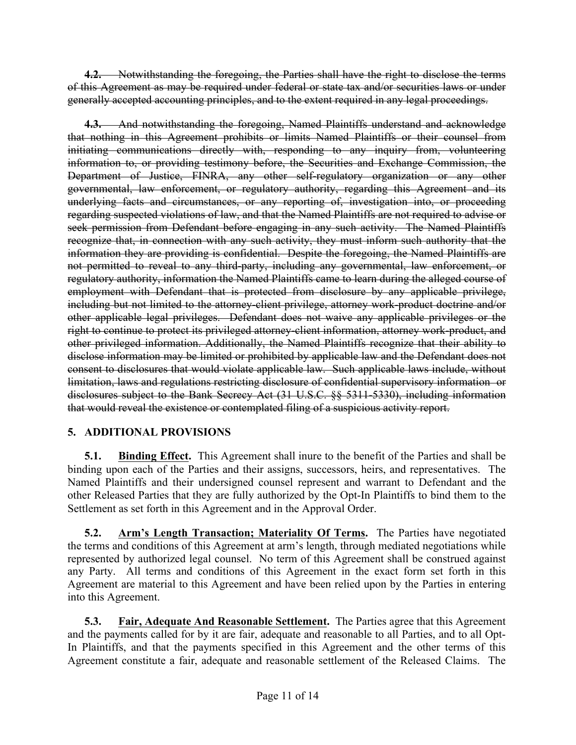~~**4.2.** Notwithstanding the foregoing, the Parties shall have the right to disclose the terms of this Agreement as may be required under federal or state tax and/or securities laws or under generally accepted accounting principles, and to the extent required in any legal proceedings.~~

~~**4.3.** And notwithstanding the foregoing, Named Plaintiffs understand and acknowledge that nothing in this Agreement prohibits or limits Named Plaintiffs or their counsel from initiating communications directly with, responding to any inquiry from, volunteering information to, or providing testimony before, the Securities and Exchange Commission, the Department of Justice, FINRA, any other self-regulatory organization or any other governmental, law enforcement, or regulatory authority, regarding this Agreement and its underlying facts and circumstances, or any reporting of, investigation into, or proceeding regarding suspected violations of law, and that the Named Plaintiffs are not required to advise or seek permission from Defendant before engaging in any such activity. The Named Plaintiffs recognize that, in connection with any such activity, they must inform such authority that the information they are providing is confidential. Despite the foregoing, the Named Plaintiffs are not permitted to reveal to any third-party, including any governmental, law enforcement, or regulatory authority, information the Named Plaintiffs came to learn during the alleged course of employment with Defendant that is protected from disclosure by any applicable privilege, including but not limited to the attorney-client privilege, attorney work-product doctrine and/or other applicable legal privileges. Defendant does not waive any applicable privileges or the right to continue to protect its privileged attorney-client information, attorney work-product, and other privileged information. Additionally, the Named Plaintiffs recognize that their ability to disclose information may be limited or prohibited by applicable law and the Defendant does not consent to disclosures that would violate applicable law. Such applicable laws include, without limitation, laws and regulations restricting disclosure of confidential supervisory information or disclosures subject to the Bank Secrecy Act (31 U.S.C. §§ 5311-5330), including information that would reveal the existence or contemplated filing of a suspicious activity report.~~

## 5. ADDITIONAL PROVISIONS

**5.1. Binding Effect.** This Agreement shall inure to the benefit of the Parties and shall be binding upon each of the Parties and their assigns, successors, heirs, and representatives. The Named Plaintiffs and their undersigned counsel represent and warrant to Defendant and the other Released Parties that they are fully authorized by the Opt-In Plaintiffs to bind them to the Settlement as set forth in this Agreement and in the Approval Order.

**5.2. Arm's Length Transaction; Materiality Of Terms.** The Parties have negotiated the terms and conditions of this Agreement at arm's length, through mediated negotiations while represented by authorized legal counsel. No term of this Agreement shall be construed against any Party. All terms and conditions of this Agreement in the exact form set forth in this Agreement are material to this Agreement and have been relied upon by the Parties in entering into this Agreement.

**5.3. Fair, Adequate And Reasonable Settlement.** The Parties agree that this Agreement and the payments called for by it are fair, adequate and reasonable to all Parties, and to all Opt-In Plaintiffs, and that the payments specified in this Agreement and the other terms of this Agreement constitute a fair, adequate and reasonable settlement of the Released Claims. The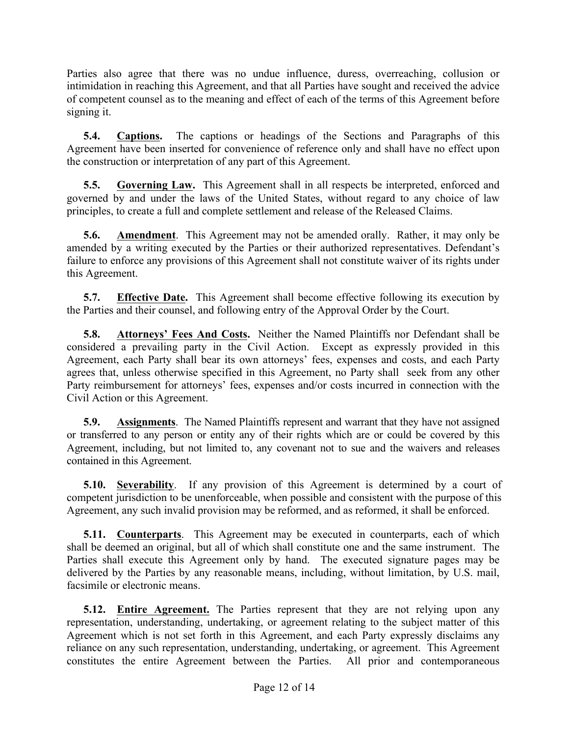Parties also agree that there was no undue influence, duress, overreaching, collusion or intimidation in reaching this Agreement, and that all Parties have sought and received the advice of competent counsel as to the meaning and effect of each of the terms of this Agreement before signing it.

**5.4. Captions.** The captions or headings of the Sections and Paragraphs of this Agreement have been inserted for convenience of reference only and shall have no effect upon the construction or interpretation of any part of this Agreement.

**5.5. Governing Law.** This Agreement shall in all respects be interpreted, enforced and governed by and under the laws of the United States, without regard to any choice of law principles, to create a full and complete settlement and release of the Released Claims.

**5.6. Amendment**. This Agreement may not be amended orally. Rather, it may only be amended by a writing executed by the Parties or their authorized representatives. Defendant's failure to enforce any provisions of this Agreement shall not constitute waiver of its rights under this Agreement.

**5.7. Effective Date.** This Agreement shall become effective following its execution by the Parties and their counsel, and following entry of the Approval Order by the Court.

**5.8. Attorneys' Fees And Costs.** Neither the Named Plaintiffs nor Defendant shall be considered a prevailing party in the Civil Action. Except as expressly provided in this Agreement, each Party shall bear its own attorneys' fees, expenses and costs, and each Party agrees that, unless otherwise specified in this Agreement, no Party shall seek from any other Party reimbursement for attorneys' fees, expenses and/or costs incurred in connection with the Civil Action or this Agreement.

**5.9. Assignments**. The Named Plaintiffs represent and warrant that they have not assigned or transferred to any person or entity any of their rights which are or could be covered by this Agreement, including, but not limited to, any covenant not to sue and the waivers and releases contained in this Agreement.

**5.10. Severability**. If any provision of this Agreement is determined by a court of competent jurisdiction to be unenforceable, when possible and consistent with the purpose of this Agreement, any such invalid provision may be reformed, and as reformed, it shall be enforced.

**5.11. Counterparts**. This Agreement may be executed in counterparts, each of which shall be deemed an original, but all of which shall constitute one and the same instrument. The Parties shall execute this Agreement only by hand. The executed signature pages may be delivered by the Parties by any reasonable means, including, without limitation, by U.S. mail, facsimile or electronic means.

**5.12. Entire Agreement.** The Parties represent that they are not relying upon any representation, understanding, undertaking, or agreement relating to the subject matter of this Agreement which is not set forth in this Agreement, and each Party expressly disclaims any reliance on any such representation, understanding, undertaking, or agreement. This Agreement constitutes the entire Agreement between the Parties. All prior and contemporaneous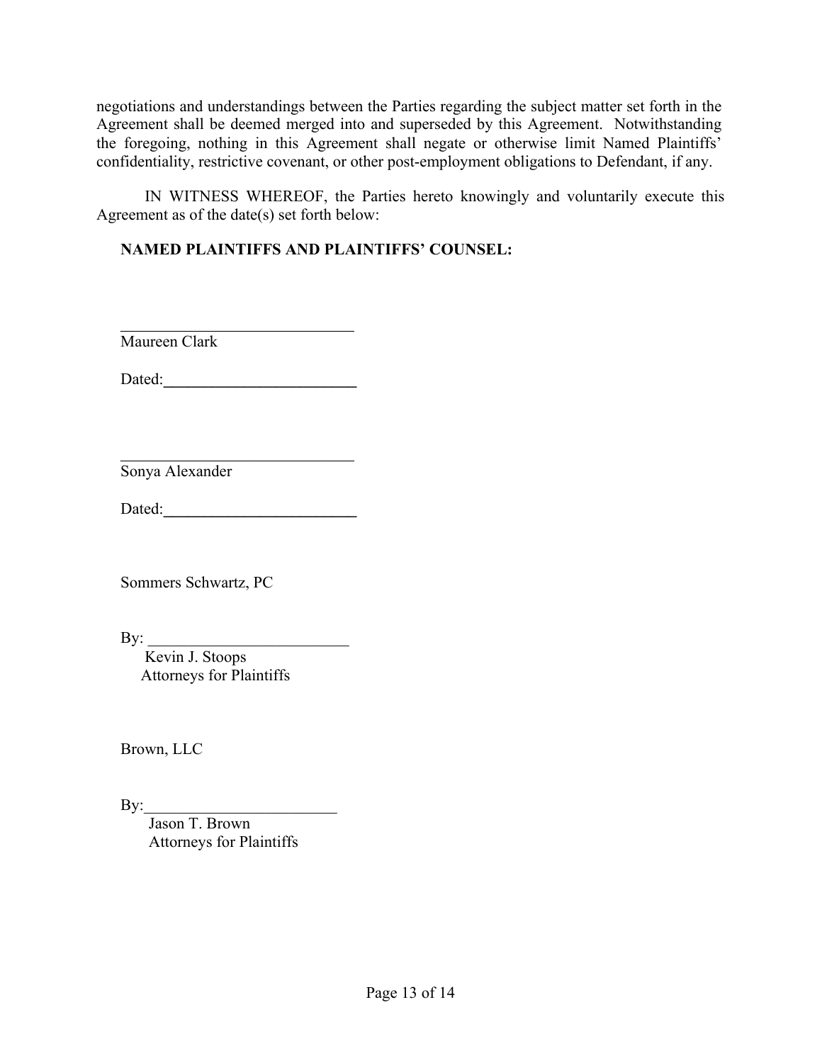negotiations and understandings between the Parties regarding the subject matter set forth in the Agreement shall be deemed merged into and superseded by this Agreement. Notwithstanding the foregoing, nothing in this Agreement shall negate or otherwise limit Named Plaintiffs' confidentiality, restrictive covenant, or other post-employment obligations to Defendant, if any.

IN WITNESS WHEREOF, the Parties hereto knowingly and voluntarily execute this Agreement as of the date(s) set forth below:

**NAMED PLAINTIFFS AND PLAINTIFFS' COUNSEL:**

______________________________
Maureen Clark

Dated:________________________

______________________________
Sonya Alexander

Dated:________________________

Sommers Schwartz, PC

By: __________________________
Kevin J. Stoops
Attorneys for Plaintiffs

Brown, LLC

By:__________________________
Jason T. Brown
Attorneys for Plaintiffs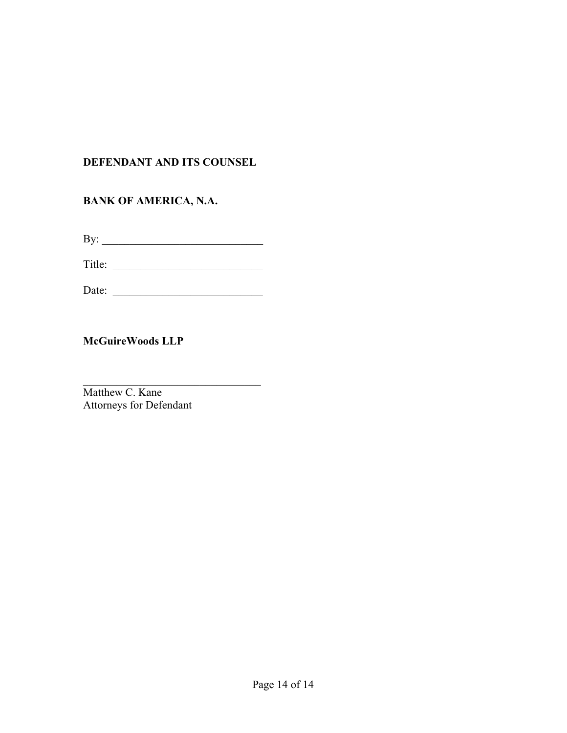**DEFENDANT AND ITS COUNSEL**

**BANK OF AMERICA, N.A.**

By: ____________________________

Title: ____________________________

Date: ____________________________

**McGuireWoods LLP**

________________________________
Matthew C. Kane
Attorneys for Defendant